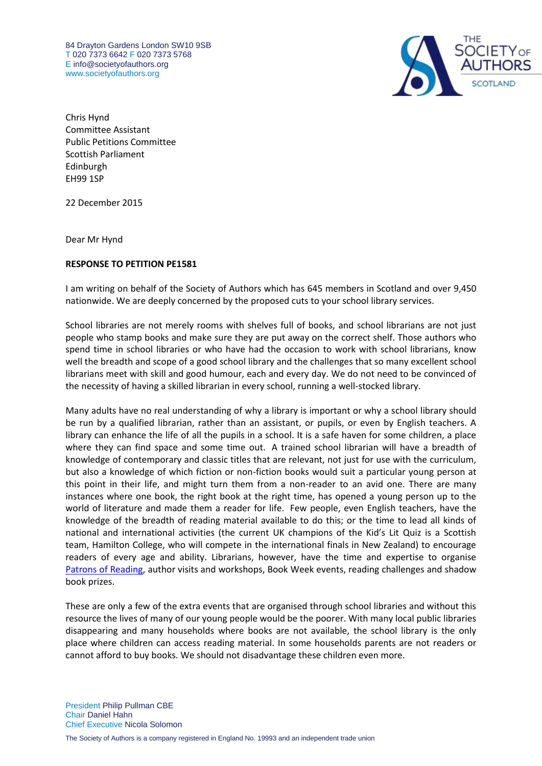84 Drayton Gardens London SW10 9SB
T 020 7373 6642 F 020 7373 5768
E info@societyofauthors.org
www.societyofauthors.org

THE SOCIETY OF AUTHORS SCOTLAND

Chris Hynd
Committee Assistant
Public Petitions Committee
Scottish Parliament
Edinburgh
EH99 1SP

22 December 2015

Dear Mr Hynd

**RESPONSE TO PETITION PE1581**

I am writing on behalf of the Society of Authors which has 645 members in Scotland and over 9,450 nationwide. We are deeply concerned by the proposed cuts to your school library services.

School libraries are not merely rooms with shelves full of books, and school librarians are not just people who stamp books and make sure they are put away on the correct shelf. Those authors who spend time in school libraries or who have had the occasion to work with school librarians, know well the breadth and scope of a good school library and the challenges that so many excellent school librarians meet with skill and good humour, each and every day. We do not need to be convinced of the necessity of having a skilled librarian in every school, running a well-stocked library.

Many adults have no real understanding of why a library is important or why a school library should be run by a qualified librarian, rather than an assistant, or pupils, or even by English teachers. A library can enhance the life of all the pupils in a school. It is a safe haven for some children, a place where they can find space and some time out. A trained school librarian will have a breadth of knowledge of contemporary and classic titles that are relevant, not just for use with the curriculum, but also a knowledge of which fiction or non-fiction books would suit a particular young person at this point in their life, and might turn them from a non-reader to an avid one. There are many instances where one book, the right book at the right time, has opened a young person up to the world of literature and made them a reader for life. Few people, even English teachers, have the knowledge of the breadth of reading material available to do this; or the time to lead all kinds of national and international activities (the current UK champions of the Kid's Lit Quiz is a Scottish team, Hamilton College, who will compete in the international finals in New Zealand) to encourage readers of every age and ability. Librarians, however, have the time and expertise to organise Patrons of Reading, author visits and workshops, Book Week events, reading challenges and shadow book prizes.

These are only a few of the extra events that are organised through school libraries and without this resource the lives of many of our young people would be the poorer. With many local public libraries disappearing and many households where books are not available, the school library is the only place where children can access reading material. In some households parents are not readers or cannot afford to buy books. We should not disadvantage these children even more.

President Philip Pullman CBE
Chair Daniel Hahn
Chief Executive Nicola Solomon

The Society of Authors is a company registered in England No. 19993 and an independent trade union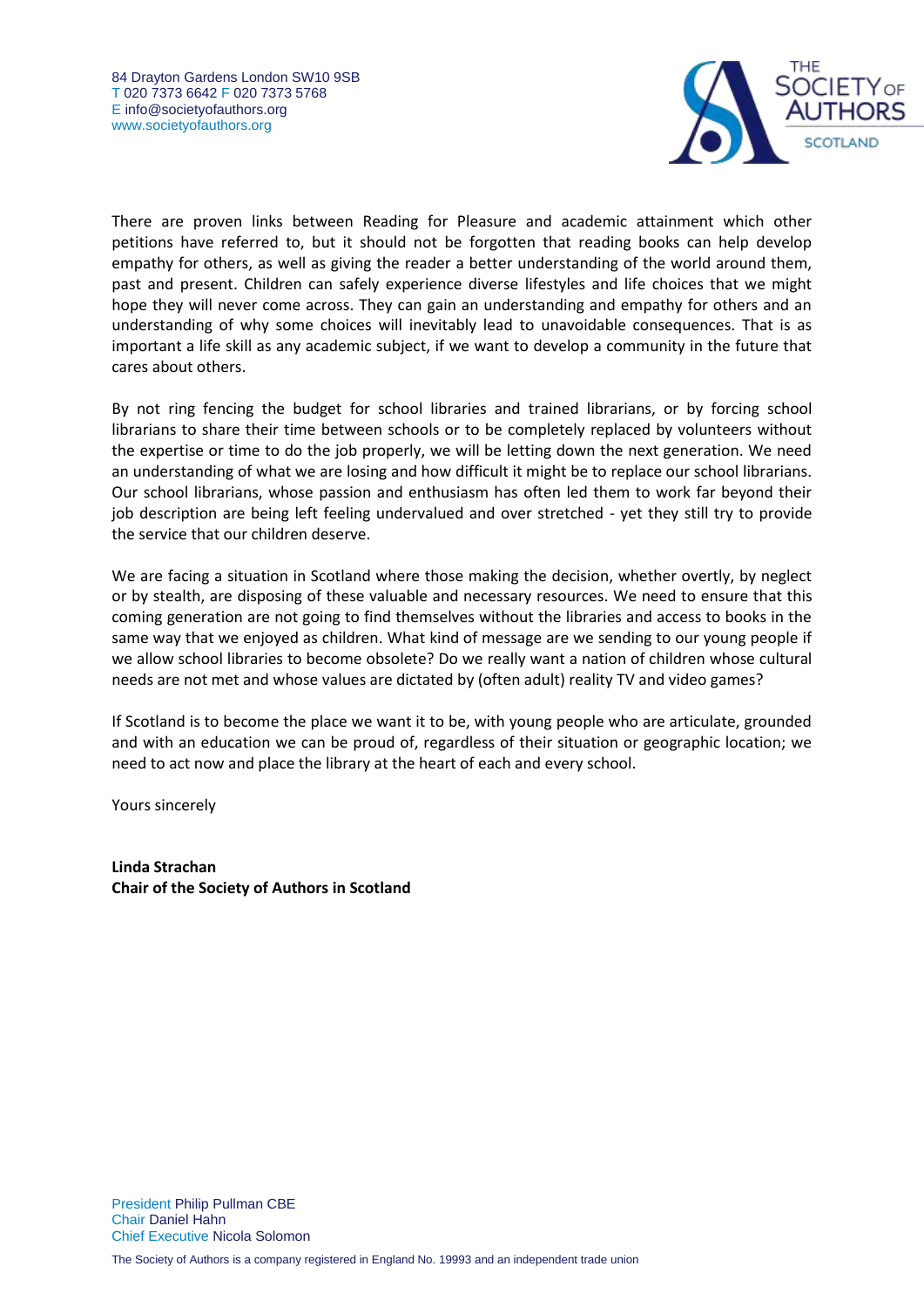84 Drayton Gardens London SW10 9SB
T 020 7373 6642 F 020 7373 5768
E info@societyofauthors.org
www.societyofauthors.org

THE SOCIETY OF AUTHORS
SCOTLAND

There are proven links between Reading for Pleasure and academic attainment which other petitions have referred to, but it should not be forgotten that reading books can help develop empathy for others, as well as giving the reader a better understanding of the world around them, past and present. Children can safely experience diverse lifestyles and life choices that we might hope they will never come across. They can gain an understanding and empathy for others and an understanding of why some choices will inevitably lead to unavoidable consequences. That is as important a life skill as any academic subject, if we want to develop a community in the future that cares about others.

By not ring fencing the budget for school libraries and trained librarians, or by forcing school librarians to share their time between schools or to be completely replaced by volunteers without the expertise or time to do the job properly, we will be letting down the next generation. We need an understanding of what we are losing and how difficult it might be to replace our school librarians. Our school librarians, whose passion and enthusiasm has often led them to work far beyond their job description are being left feeling undervalued and over stretched - yet they still try to provide the service that our children deserve.

We are facing a situation in Scotland where those making the decision, whether overtly, by neglect or by stealth, are disposing of these valuable and necessary resources. We need to ensure that this coming generation are not going to find themselves without the libraries and access to books in the same way that we enjoyed as children. What kind of message are we sending to our young people if we allow school libraries to become obsolete? Do we really want a nation of children whose cultural needs are not met and whose values are dictated by (often adult) reality TV and video games?

If Scotland is to become the place we want it to be, with young people who are articulate, grounded and with an education we can be proud of, regardless of their situation or geographic location; we need to act now and place the library at the heart of each and every school.

Yours sincerely

**Linda Strachan**
**Chair of the Society of Authors in Scotland**

President Philip Pullman CBE
Chair Daniel Hahn
Chief Executive Nicola Solomon

The Society of Authors is a company registered in England No. 19993 and an independent trade union